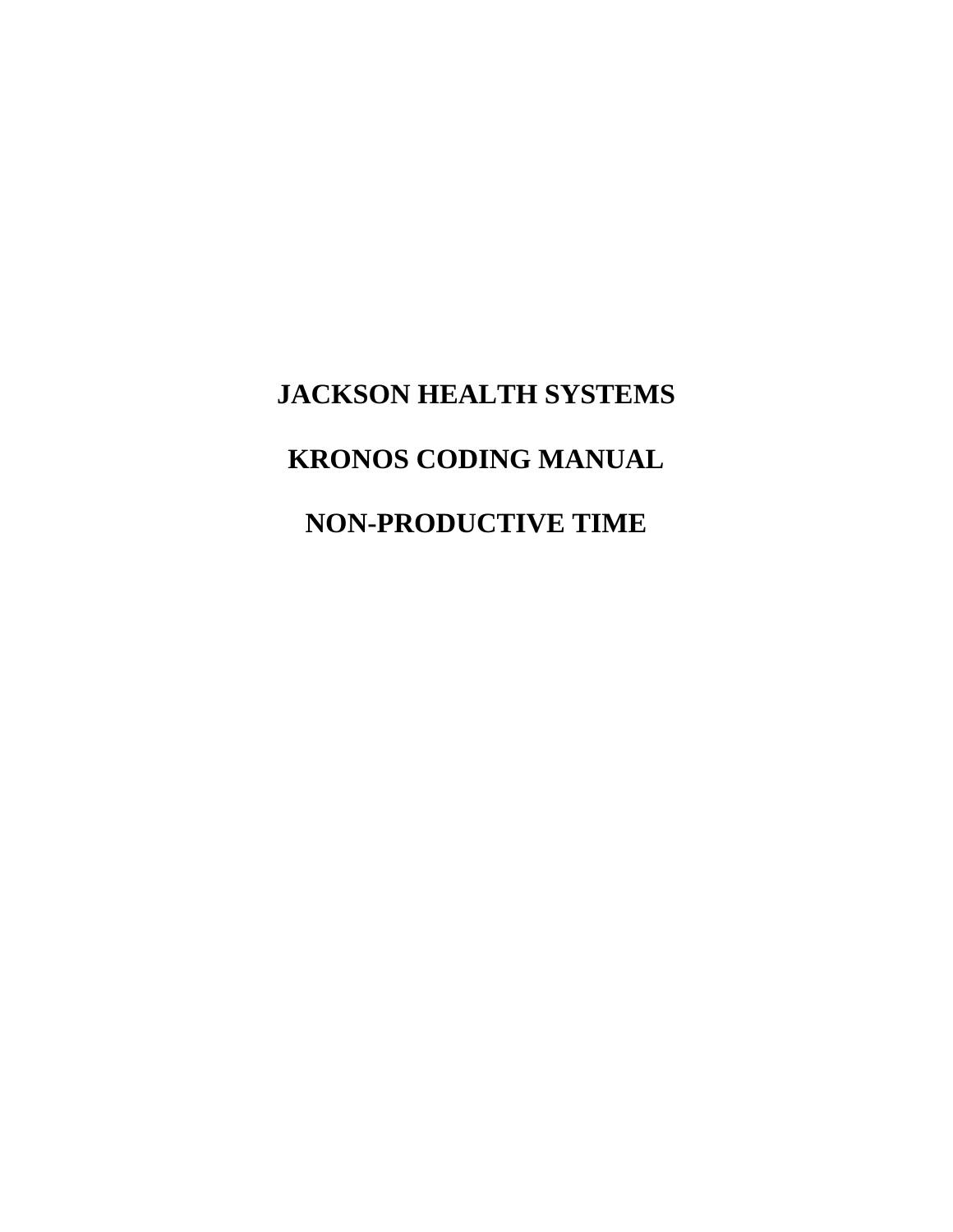# JACKSON HEALTH SYSTEMS

# KRONOS CODING MANUAL

# NON-PRODUCTIVE TIME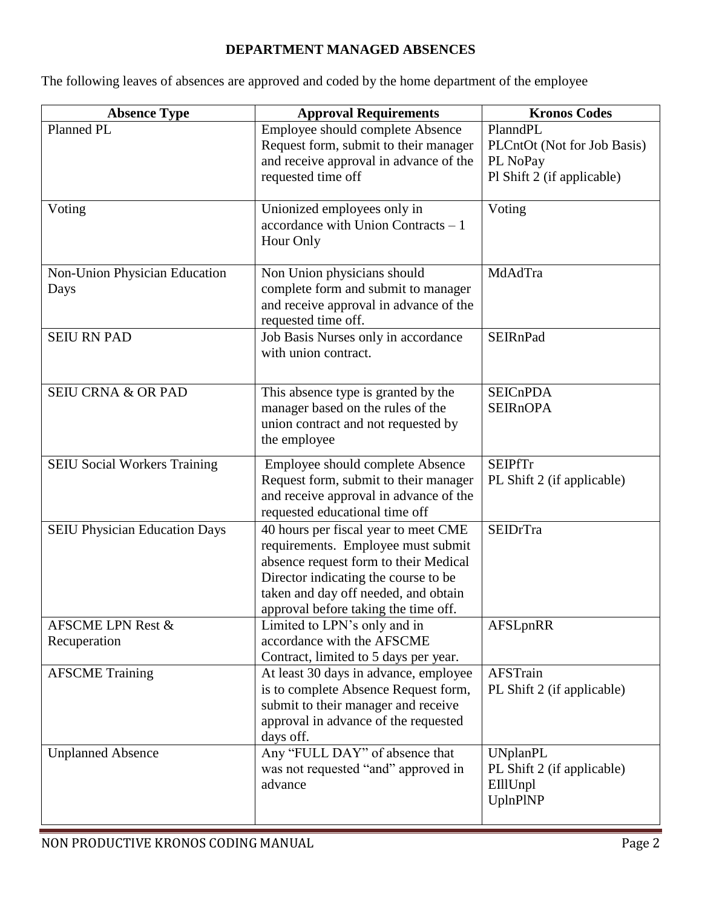# DEPARTMENT MANAGED ABSENCES

The following leaves of absences are approved and coded by the home department of the employee

| Absence Type | Approval Requirements | Kronos Codes |
|---|---|---|
| Planned PL | Employee should complete Absence Request form, submit to their manager and receive approval in advance of the requested time off | PlanndPL<br>PLCntOt (Not for Job Basis)<br>PL NoPay<br>Pl Shift 2 (if applicable) |
| Voting | Unionized employees only in accordance with Union Contracts – 1 Hour Only | Voting |
| Non-Union Physician Education Days | Non Union physicians should complete form and submit to manager and receive approval in advance of the requested time off. | MdAdTra |
| SEIU RN PAD | Job Basis Nurses only in accordance with union contract. | SEIRnPad |
| SEIU CRNA & OR PAD | This absence type is granted by the manager based on the rules of the union contract and not requested by the employee | SEICnPDA<br>SEIRnOPA |
| SEIU Social Workers Training | Employee should complete Absence Request form, submit to their manager and receive approval in advance of the requested educational time off | SEIPfTr<br>PL Shift 2 (if applicable) |
| SEIU Physician Education Days | 40 hours per fiscal year to meet CME requirements. Employee must submit absence request form to their Medical Director indicating the course to be taken and day off needed, and obtain approval before taking the time off. | SEIDrTra |
| AFSCME LPN Rest & Recuperation | Limited to LPN's only and in accordance with the AFSCME Contract, limited to 5 days per year. | AFSLpnRR |
| AFSCME Training | At least 30 days in advance, employee is to complete Absence Request form, submit to their manager and receive approval in advance of the requested days off. | AFSTrain<br>PL Shift 2 (if applicable) |
| Unplanned Absence | Any "FULL DAY" of absence that was not requested "and" approved in advance | UNplanPL<br>PL Shift 2 (if applicable)<br>EIllUnpl<br>UplnPlNP |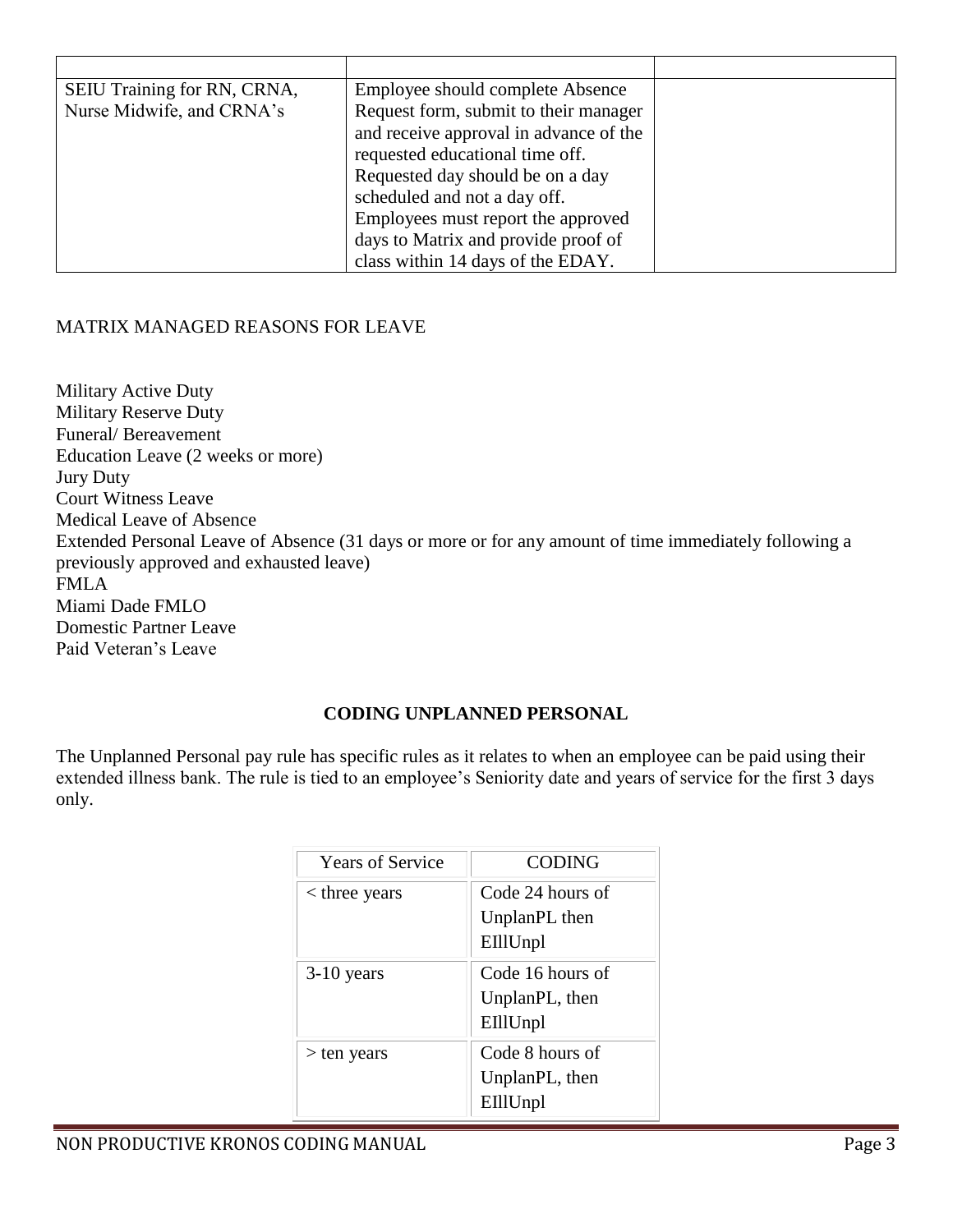| | | |
|---|---|---|
| SEIU Training for RN, CRNA, Nurse Midwife, and CRNA's | Employee should complete Absence Request form, submit to their manager and receive approval in advance of the requested educational time off. Requested day should be on a day scheduled and not a day off. Employees must report the approved days to Matrix and provide proof of class within 14 days of the EDAY. | |

MATRIX MANAGED REASONS FOR LEAVE

Military Active Duty
Military Reserve Duty
Funeral/ Bereavement
Education Leave (2 weeks or more)
Jury Duty
Court Witness Leave
Medical Leave of Absence
Extended Personal Leave of Absence (31 days or more or for any amount of time immediately following a previously approved and exhausted leave)
FMLA
Miami Dade FMLO
Domestic Partner Leave
Paid Veteran's Leave

## CODING UNPLANNED PERSONAL

The Unplanned Personal pay rule has specific rules as it relates to when an employee can be paid using their extended illness bank. The rule is tied to an employee's Seniority date and years of service for the first 3 days only.

| Years of Service | CODING |
|---|---|
| < three years | Code 24 hours of UnplanPL then EIllUnpl |
| 3-10 years | Code 16 hours of UnplanPL, then EIllUnpl |
| > ten years | Code 8 hours of UnplanPL, then EIllUnpl |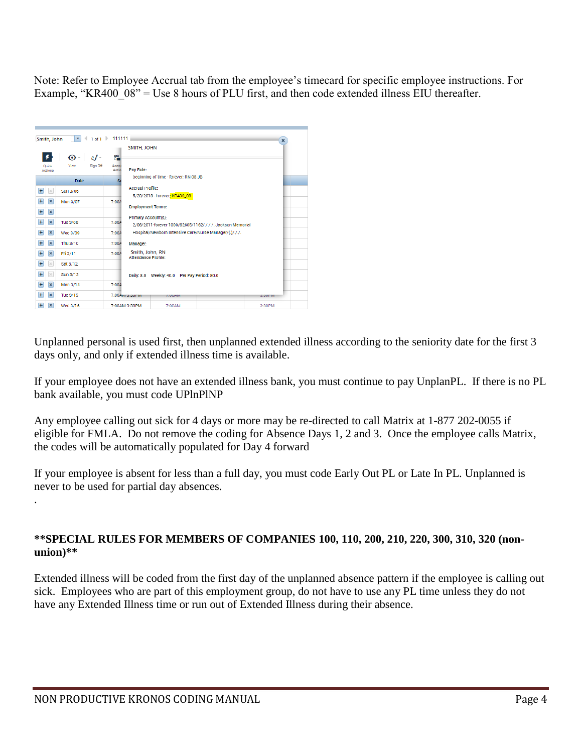Note: Refer to Employee Accrual tab from the employee's timecard for specific employee instructions. For Example, "KR400_08" = Use 8 hours of PLU first, and then code extended illness EIU thereafter.

Unplanned personal is used first, then unplanned extended illness according to the seniority date for the first 3 days only, and only if extended illness time is available.

If your employee does not have an extended illness bank, you must continue to pay UnplanPL. If there is no PL bank available, you must code UPlnPlNP

Any employee calling out sick for 4 days or more may be re-directed to call Matrix at 1-877 202-0055 if eligible for FMLA. Do not remove the coding for Absence Days 1, 2 and 3. Once the employee calls Matrix, the codes will be automatically populated for Day 4 forward

If your employee is absent for less than a full day, you must code Early Out PL or Late In PL. Unplanned is never to be used for partial day absences.

.

**\*\*SPECIAL RULES FOR MEMBERS OF COMPANIES 100, 110, 200, 210, 220, 300, 310, 320 (non-union)\*\***

Extended illness will be coded from the first day of the unplanned absence pattern if the employee is calling out sick. Employees who are part of this employment group, do not have to use any PL time unless they do not have any Extended Illness time or run out of Extended Illness during their absence.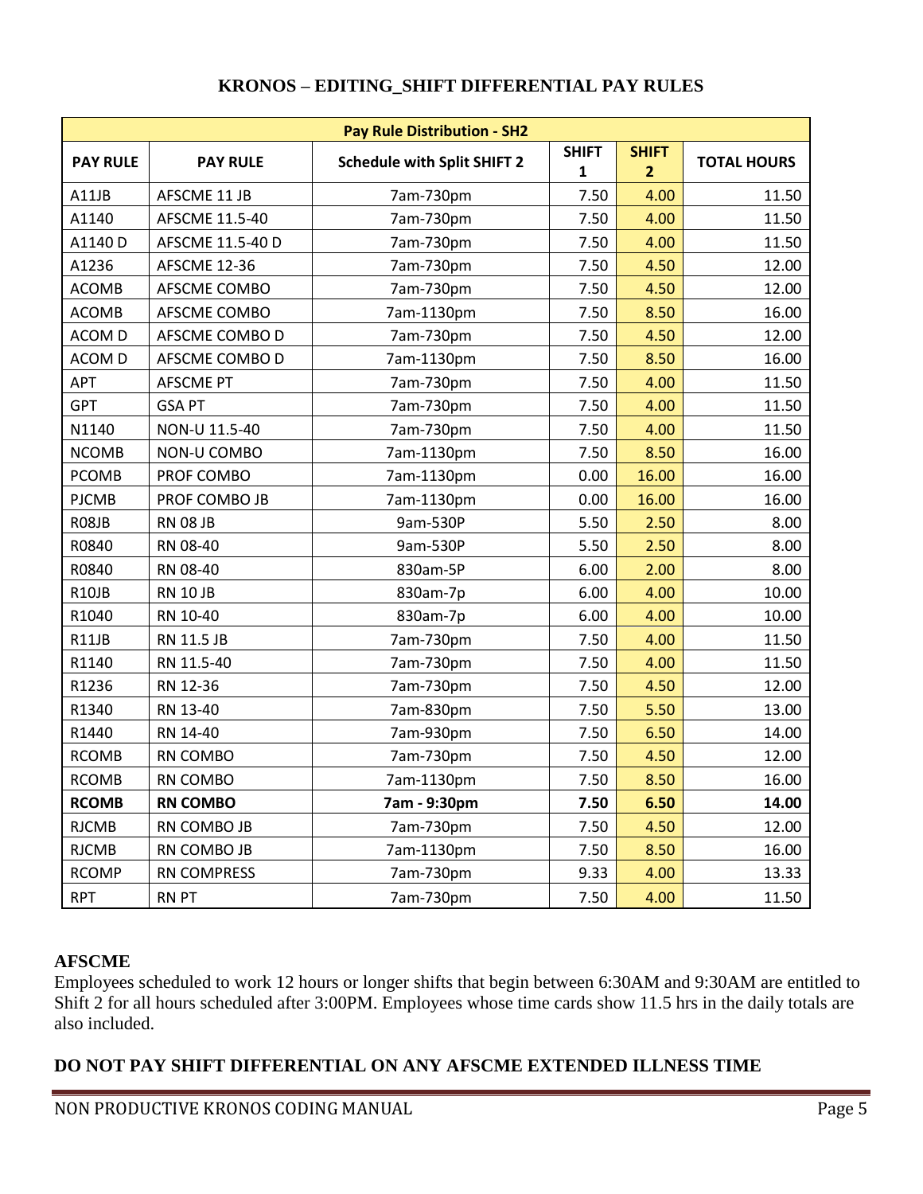# KRONOS – EDITING_SHIFT DIFFERENTIAL PAY RULES

| Pay Rule Distribution - SH2 | | | | | |
|---|---|---|---|---|---|
| **PAY RULE** | **PAY RULE** | **Schedule with Split SHIFT 2** | **SHIFT 1** | **SHIFT 2** | **TOTAL HOURS** |
| A11JB | AFSCME 11 JB | 7am-730pm | 7.50 | 4.00 | 11.50 |
| A1140 | AFSCME 11.5-40 | 7am-730pm | 7.50 | 4.00 | 11.50 |
| A1140 D | AFSCME 11.5-40 D | 7am-730pm | 7.50 | 4.00 | 11.50 |
| A1236 | AFSCME 12-36 | 7am-730pm | 7.50 | 4.50 | 12.00 |
| ACOMB | AFSCME COMBO | 7am-730pm | 7.50 | 4.50 | 12.00 |
| ACOMB | AFSCME COMBO | 7am-1130pm | 7.50 | 8.50 | 16.00 |
| ACOM D | AFSCME COMBO D | 7am-730pm | 7.50 | 4.50 | 12.00 |
| ACOM D | AFSCME COMBO D | 7am-1130pm | 7.50 | 8.50 | 16.00 |
| APT | AFSCME PT | 7am-730pm | 7.50 | 4.00 | 11.50 |
| GPT | GSA PT | 7am-730pm | 7.50 | 4.00 | 11.50 |
| N1140 | NON-U 11.5-40 | 7am-730pm | 7.50 | 4.00 | 11.50 |
| NCOMB | NON-U COMBO | 7am-1130pm | 7.50 | 8.50 | 16.00 |
| PCOMB | PROF COMBO | 7am-1130pm | 0.00 | 16.00 | 16.00 |
| PJCMB | PROF COMBO JB | 7am-1130pm | 0.00 | 16.00 | 16.00 |
| R08JB | RN 08 JB | 9am-530P | 5.50 | 2.50 | 8.00 |
| R0840 | RN 08-40 | 9am-530P | 5.50 | 2.50 | 8.00 |
| R0840 | RN 08-40 | 830am-5P | 6.00 | 2.00 | 8.00 |
| R10JB | RN 10 JB | 830am-7p | 6.00 | 4.00 | 10.00 |
| R1040 | RN 10-40 | 830am-7p | 6.00 | 4.00 | 10.00 |
| R11JB | RN 11.5 JB | 7am-730pm | 7.50 | 4.00 | 11.50 |
| R1140 | RN 11.5-40 | 7am-730pm | 7.50 | 4.00 | 11.50 |
| R1236 | RN 12-36 | 7am-730pm | 7.50 | 4.50 | 12.00 |
| R1340 | RN 13-40 | 7am-830pm | 7.50 | 5.50 | 13.00 |
| R1440 | RN 14-40 | 7am-930pm | 7.50 | 6.50 | 14.00 |
| RCOMB | RN COMBO | 7am-730pm | 7.50 | 4.50 | 12.00 |
| RCOMB | RN COMBO | 7am-1130pm | 7.50 | 8.50 | 16.00 |
| **RCOMB** | **RN COMBO** | **7am - 9:30pm** | **7.50** | **6.50** | **14.00** |
| RJCMB | RN COMBO JB | 7am-730pm | 7.50 | 4.50 | 12.00 |
| RJCMB | RN COMBO JB | 7am-1130pm | 7.50 | 8.50 | 16.00 |
| RCOMP | RN COMPRESS | 7am-730pm | 9.33 | 4.00 | 13.33 |
| RPT | RN PT | 7am-730pm | 7.50 | 4.00 | 11.50 |

## AFSCME

Employees scheduled to work 12 hours or longer shifts that begin between 6:30AM and 9:30AM are entitled to Shift 2 for all hours scheduled after 3:00PM. Employees whose time cards show 11.5 hrs in the daily totals are also included.

**DO NOT PAY SHIFT DIFFERENTIAL ON ANY AFSCME EXTENDED ILLNESS TIME**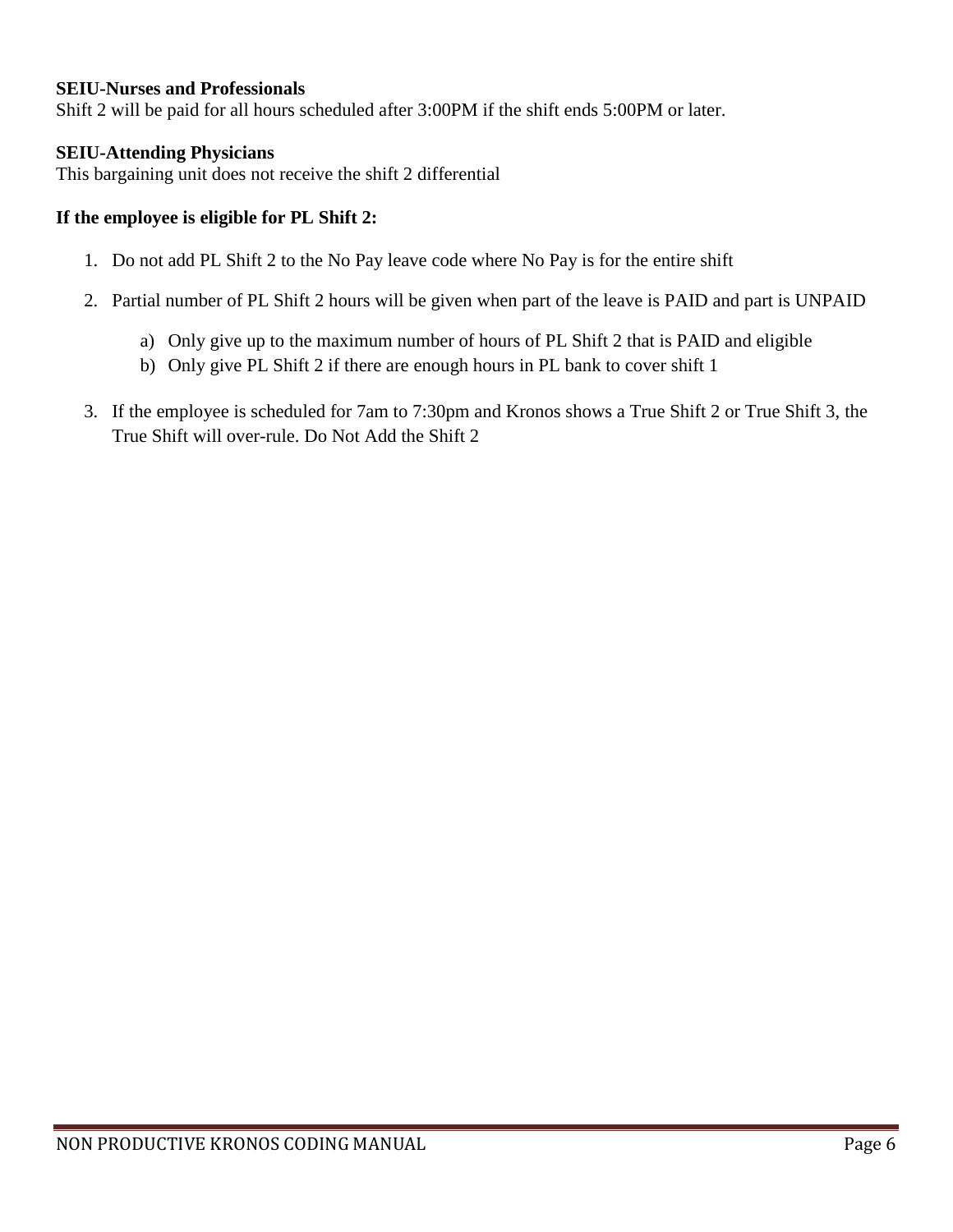**SEIU-Nurses and Professionals**

Shift 2 will be paid for all hours scheduled after 3:00PM if the shift ends 5:00PM or later.

**SEIU-Attending Physicians**

This bargaining unit does not receive the shift 2 differential

**If the employee is eligible for PL Shift 2:**

1. Do not add PL Shift 2 to the No Pay leave code where No Pay is for the entire shift
2. Partial number of PL Shift 2 hours will be given when part of the leave is PAID and part is UNPAID
   a) Only give up to the maximum number of hours of PL Shift 2 that is PAID and eligible
   b) Only give PL Shift 2 if there are enough hours in PL bank to cover shift 1
3. If the employee is scheduled for 7am to 7:30pm and Kronos shows a True Shift 2 or True Shift 3, the True Shift will over-rule. Do Not Add the Shift 2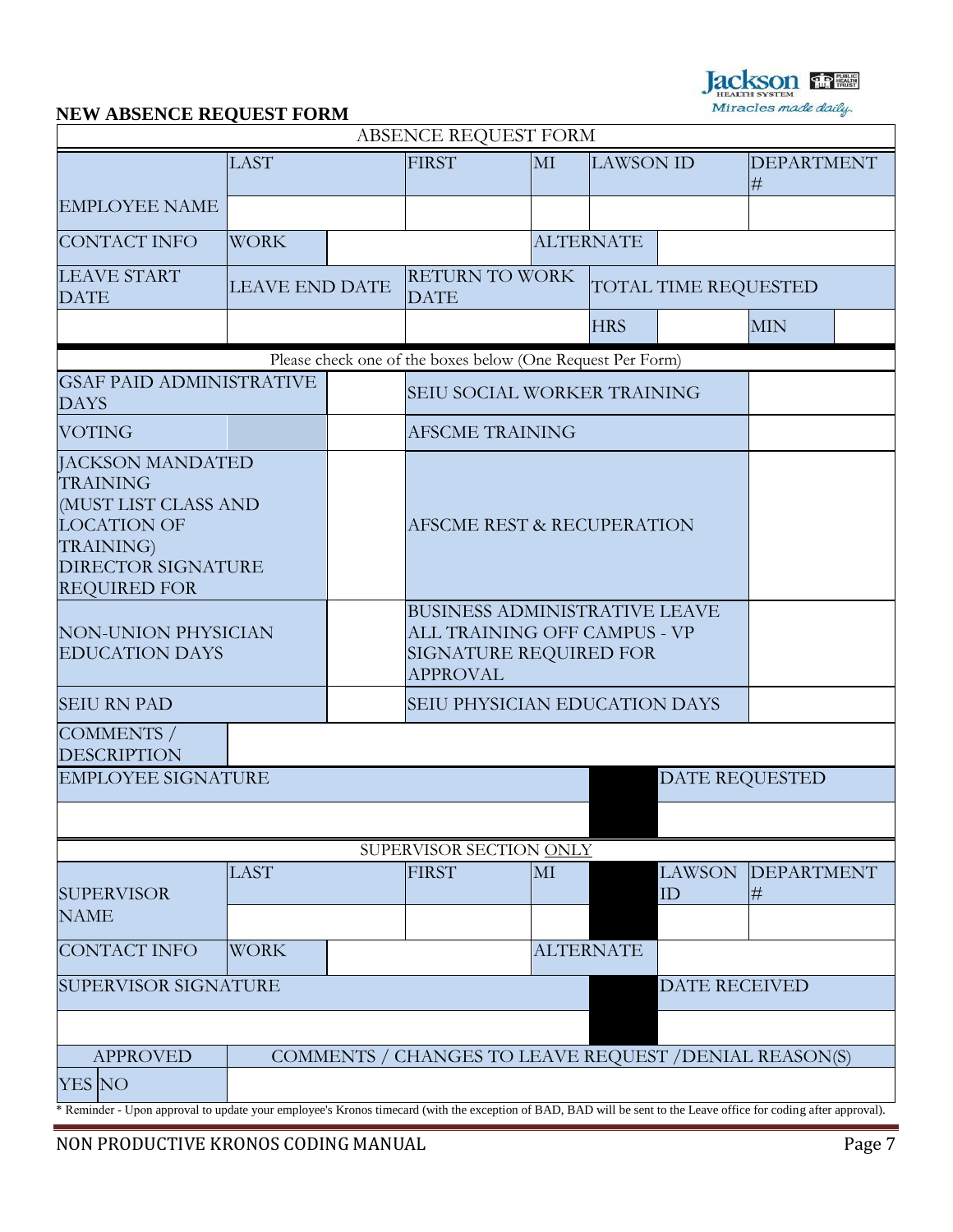## NEW ABSENCE REQUEST FORM

| ABSENCE REQUEST FORM | | | | | | | |
|---|---|---|---|---|---|---|---|
| EMPLOYEE NAME | LAST | | FIRST | MI | LAWSON ID | | DEPARTMENT # |
| | | | | | | | |
| CONTACT INFO | WORK | | | ALTERNATE | | | |
| LEAVE START DATE | LEAVE END DATE | | RETURN TO WORK DATE | | TOTAL TIME REQUESTED | | |
| | | | | | HRS | | MIN |

Please check one of the boxes below (One Request Per Form)

| | | | |
|---|---|---|---|
| GSAF PAID ADMINISTRATIVE DAYS | | SEIU SOCIAL WORKER TRAINING | |
| VOTING | | AFSCME TRAINING | |
| JACKSON MANDATED TRAINING (MUST LIST CLASS AND LOCATION OF TRAINING) DIRECTOR SIGNATURE REQUIRED FOR | | AFSCME REST & RECUPERATION | |
| NON-UNION PHYSICIAN EDUCATION DAYS | | BUSINESS ADMINISTRATIVE LEAVE ALL TRAINING OFF CAMPUS - VP SIGNATURE REQUIRED FOR APPROVAL | |
| SEIU RN PAD | | SEIU PHYSICIAN EDUCATION DAYS | |
| COMMENTS / DESCRIPTION | | | |
| EMPLOYEE SIGNATURE | | DATE REQUESTED | |
| | | | |

SUPERVISOR SECTION ONLY

| | | | | | | |
|---|---|---|---|---|---|---|
| SUPERVISOR NAME | LAST | | FIRST | MI | LAWSON ID | DEPARTMENT # |
| | | | | | | |
| CONTACT INFO | WORK | | | ALTERNATE | | |
| SUPERVISOR SIGNATURE | | | | | DATE RECEIVED | |
| | | | | | | |
| APPROVED | COMMENTS / CHANGES TO LEAVE REQUEST /DENIAL REASON(S) | | | | | |
| YES / NO | | | | | | |

* Reminder - Upon approval to update your employee's Kronos timecard (with the exception of BAD, BAD will be sent to the Leave office for coding after approval).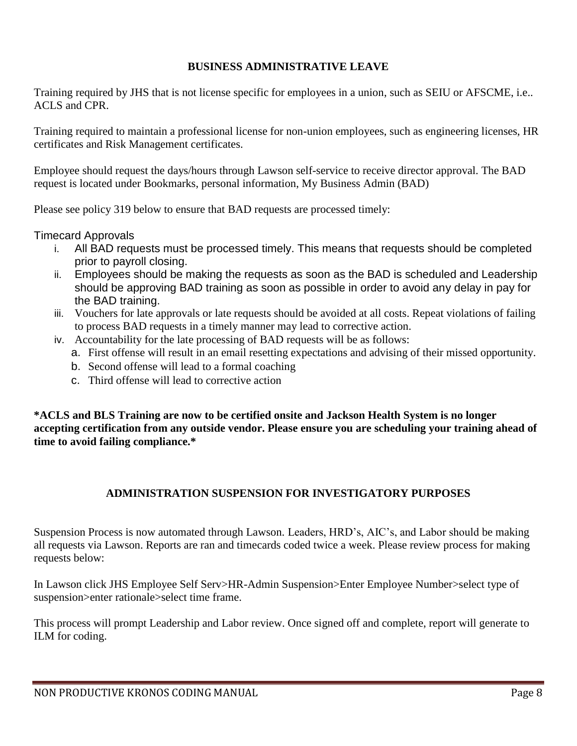## BUSINESS ADMINISTRATIVE LEAVE

Training required by JHS that is not license specific for employees in a union, such as SEIU or AFSCME, i.e.. ACLS and CPR.

Training required to maintain a professional license for non-union employees, such as engineering licenses, HR certificates and Risk Management certificates.

Employee should request the days/hours through Lawson self-service to receive director approval. The BAD request is located under Bookmarks, personal information, My Business Admin (BAD)

Please see policy 319 below to ensure that BAD requests are processed timely:

Timecard Approvals

- i. All BAD requests must be processed timely. This means that requests should be completed prior to payroll closing.
- ii. Employees should be making the requests as soon as the BAD is scheduled and Leadership should be approving BAD training as soon as possible in order to avoid any delay in pay for the BAD training.
- iii. Vouchers for late approvals or late requests should be avoided at all costs. Repeat violations of failing to process BAD requests in a timely manner may lead to corrective action.
- iv. Accountability for the late processing of BAD requests will be as follows:
  - a. First offense will result in an email resetting expectations and advising of their missed opportunity.
  - b. Second offense will lead to a formal coaching
  - c. Third offense will lead to corrective action

**\*ACLS and BLS Training are now to be certified onsite and Jackson Health System is no longer accepting certification from any outside vendor. Please ensure you are scheduling your training ahead of time to avoid failing compliance.\***

## ADMINISTRATION SUSPENSION FOR INVESTIGATORY PURPOSES

Suspension Process is now automated through Lawson. Leaders, HRD's, AIC's, and Labor should be making all requests via Lawson. Reports are ran and timecards coded twice a week. Please review process for making requests below:

In Lawson click JHS Employee Self Serv>HR-Admin Suspension>Enter Employee Number>select type of suspension>enter rationale>select time frame.

This process will prompt Leadership and Labor review. Once signed off and complete, report will generate to ILM for coding.